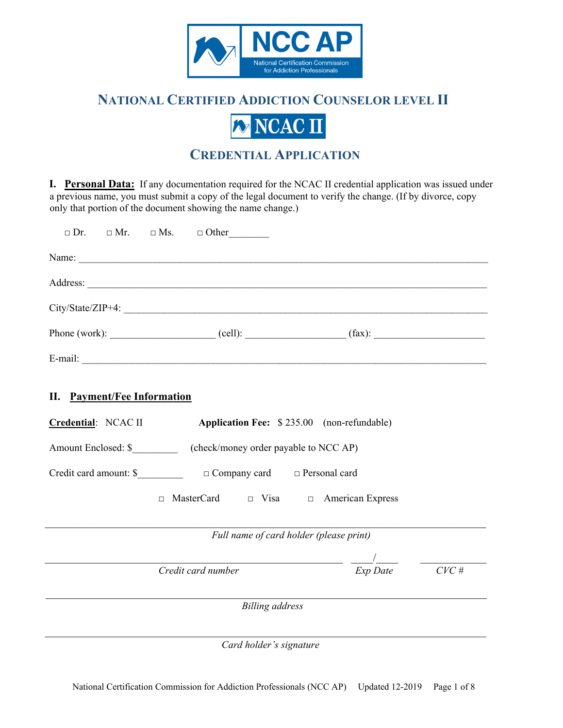NCC AP

National Certification Commission for Addiction Professionals

# National Certified Addiction Counselor level II

NCAC II

## Credential Application

**I. Personal Data:** If any documentation required for the NCAC II credential application was issued under a previous name, you must submit a copy of the legal document to verify the change. (If by divorce, copy only that portion of the document showing the name change.)

□ Dr. □ Mr. □ Ms. □ Other________

Name: ______________________________________________________________________________

Address: ____________________________________________________________________________

City/State/ZIP+4: _____________________________________________________________________

Phone (work): ____________________ (cell): ___________________ (fax): _____________________

E-mail: ______________________________________________________________________________

**II. Payment/Fee Information**

**Credential**: NCAC II **Application Fee:** $ 235.00 (non-refundable)

Amount Enclosed: $_________ (check/money order payable to NCC AP)

Credit card amount: $_________ □ Company card □ Personal card

□ MasterCard □ Visa □ American Express

______________________________________________________________________________

*Full name of card holder (please print)*

_______________________________________________ _____/_____ ____________

*Credit card number* *Exp Date* *CVC #*

______________________________________________________________________________

*Billing address*

______________________________________________________________________________

*Card holder's signature*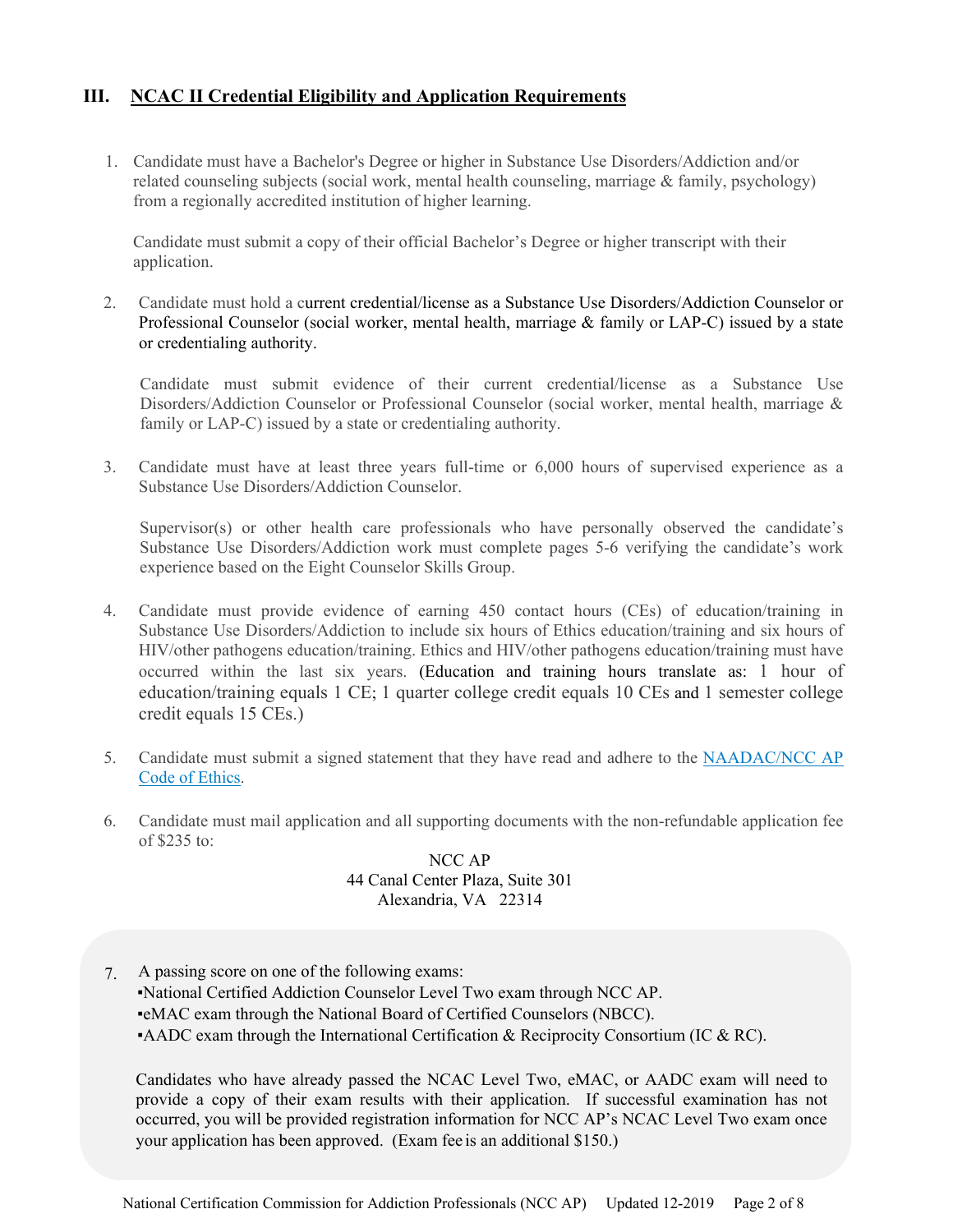## III. NCAC II Credential Eligibility and Application Requirements

1. Candidate must have a Bachelor's Degree or higher in Substance Use Disorders/Addiction and/or related counseling subjects (social work, mental health counseling, marriage & family, psychology) from a regionally accredited institution of higher learning.

   Candidate must submit a copy of their official Bachelor's Degree or higher transcript with their application.

2. Candidate must hold a current credential/license as a Substance Use Disorders/Addiction Counselor or Professional Counselor (social worker, mental health, marriage & family or LAP-C) issued by a state or credentialing authority.

   Candidate must submit evidence of their current credential/license as a Substance Use Disorders/Addiction Counselor or Professional Counselor (social worker, mental health, marriage & family or LAP-C) issued by a state or credentialing authority.

3. Candidate must have at least three years full-time or 6,000 hours of supervised experience as a Substance Use Disorders/Addiction Counselor.

   Supervisor(s) or other health care professionals who have personally observed the candidate's Substance Use Disorders/Addiction work must complete pages 5-6 verifying the candidate's work experience based on the Eight Counselor Skills Group.

4. Candidate must provide evidence of earning 450 contact hours (CEs) of education/training in Substance Use Disorders/Addiction to include six hours of Ethics education/training and six hours of HIV/other pathogens education/training. Ethics and HIV/other pathogens education/training must have occurred within the last six years. (Education and training hours translate as: 1 hour of education/training equals 1 CE; 1 quarter college credit equals 10 CEs and 1 semester college credit equals 15 CEs.)

5. Candidate must submit a signed statement that they have read and adhere to the NAADAC/NCC AP Code of Ethics.

6. Candidate must mail application and all supporting documents with the non-refundable application fee of $235 to:

   NCC AP
   44 Canal Center Plaza, Suite 301
   Alexandria, VA 22314

7. A passing score on one of the following exams:
   - National Certified Addiction Counselor Level Two exam through NCC AP.
   - eMAC exam through the National Board of Certified Counselors (NBCC).
   - AADC exam through the International Certification & Reciprocity Consortium (IC & RC).

   Candidates who have already passed the NCAC Level Two, eMAC, or AADC exam will need to provide a copy of their exam results with their application. If successful examination has not occurred, you will be provided registration information for NCC AP's NCAC Level Two exam once your application has been approved. (Exam fee is an additional $150.)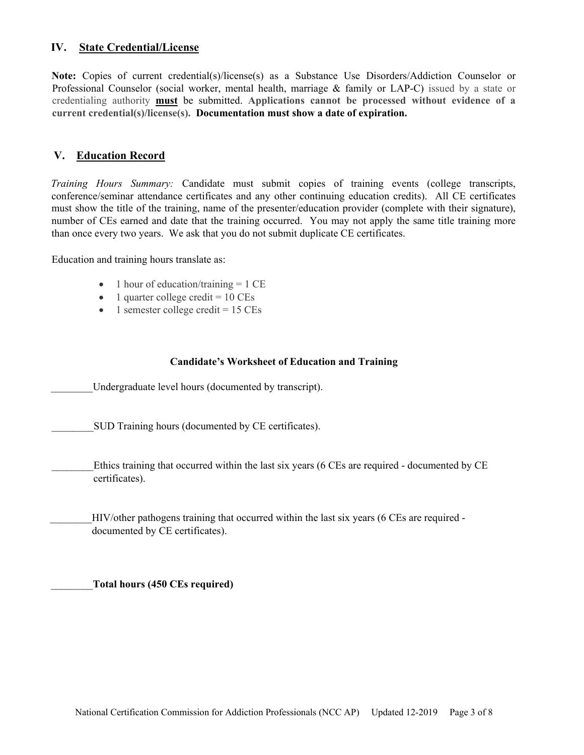## IV. State Credential/License

**Note:** Copies of current credential(s)/license(s) as a Substance Use Disorders/Addiction Counselor or Professional Counselor (social worker, mental health, marriage & family or LAP-C) issued by a state or credentialing authority **must** be submitted. **Applications cannot be processed without evidence of a current credential(s)/license(s). Documentation must show a date of expiration.**

## V. Education Record

*Training Hours Summary:* Candidate must submit copies of training events (college transcripts, conference/seminar attendance certificates and any other continuing education credits). All CE certificates must show the title of the training, name of the presenter/education provider (complete with their signature), number of CEs earned and date that the training occurred. You may not apply the same title training more than once every two years. We ask that you do not submit duplicate CE certificates.

Education and training hours translate as:

- 1 hour of education/training = 1 CE
- 1 quarter college credit = 10 CEs
- 1 semester college credit = 15 CEs

**Candidate's Worksheet of Education and Training**

________Undergraduate level hours (documented by transcript).

________SUD Training hours (documented by CE certificates).

________Ethics training that occurred within the last six years (6 CEs are required - documented by CE certificates).

________HIV/other pathogens training that occurred within the last six years (6 CEs are required - documented by CE certificates).

________**Total hours (450 CEs required)**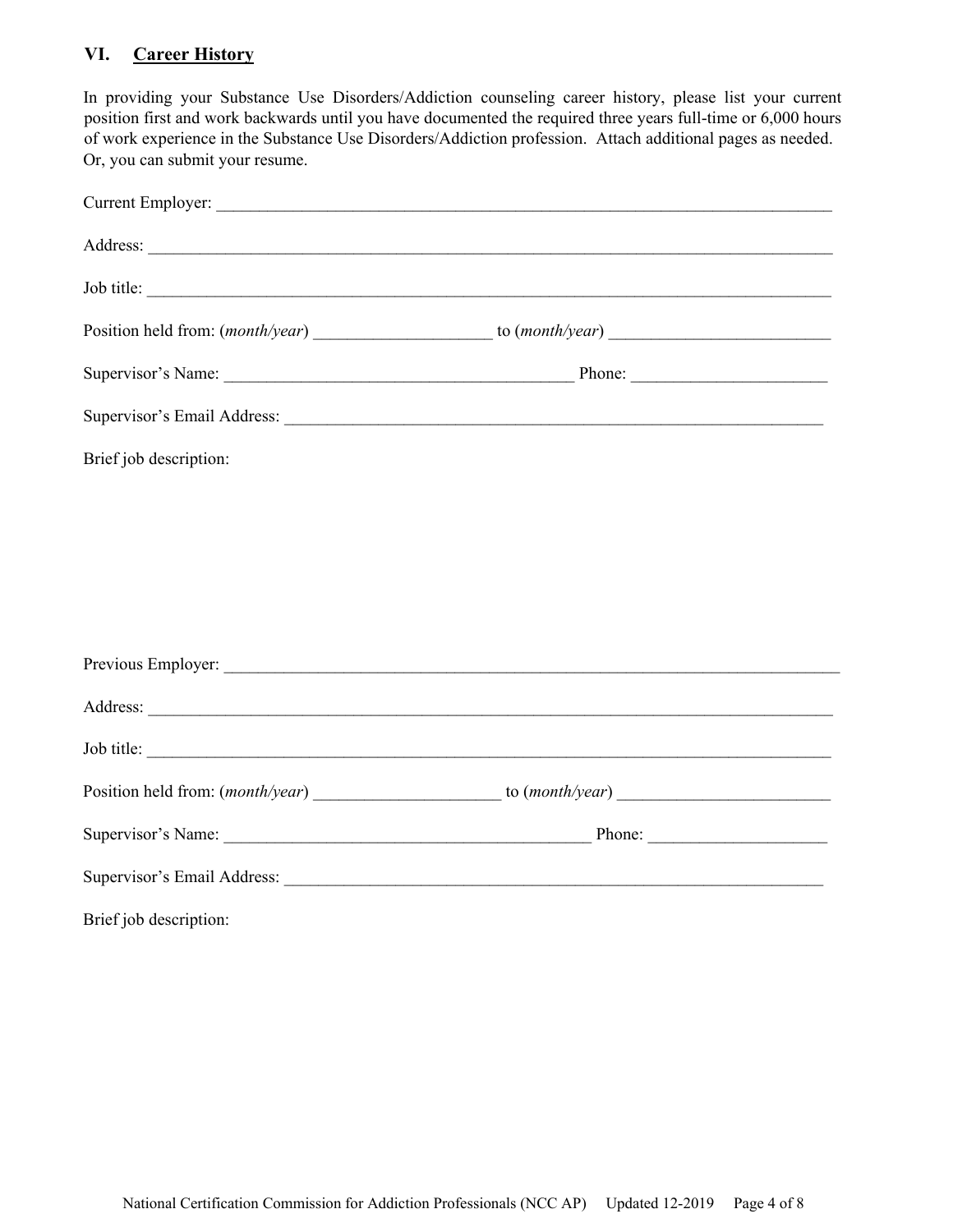## VI. Career History

In providing your Substance Use Disorders/Addiction counseling career history, please list your current position first and work backwards until you have documented the required three years full-time or 6,000 hours of work experience in the Substance Use Disorders/Addiction profession. Attach additional pages as needed. Or, you can submit your resume.

Current Employer: ___________________________________________________________________________

Address: ________________________________________________________________________________

Job title: ________________________________________________________________________________

Position held from: (*month/year*) ____________________ to (*month/year*) _________________________

Supervisor's Name: _________________________________________ Phone: ______________________

Supervisor's Email Address: _________________________________________________________________

Brief job description:

Previous Employer: __________________________________________________________________________

Address: ________________________________________________________________________________

Job title: ________________________________________________________________________________

Position held from: (*month/year*) _____________________ to (*month/year*) ________________________

Supervisor's Name: ___________________________________________ Phone: ____________________

Supervisor's Email Address: _________________________________________________________________

Brief job description: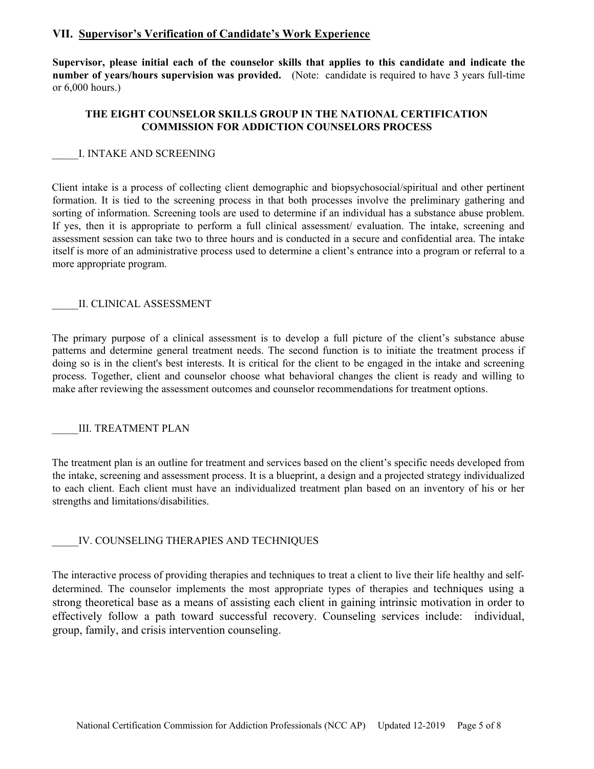## VII. Supervisor's Verification of Candidate's Work Experience

**Supervisor, please initial each of the counselor skills that applies to this candidate and indicate the number of years/hours supervision was provided.** (Note: candidate is required to have 3 years full-time or 6,000 hours.)

### THE EIGHT COUNSELOR SKILLS GROUP IN THE NATIONAL CERTIFICATION COMMISSION FOR ADDICTION COUNSELORS PROCESS

_____I. INTAKE AND SCREENING

Client intake is a process of collecting client demographic and biopsychosocial/spiritual and other pertinent formation. It is tied to the screening process in that both processes involve the preliminary gathering and sorting of information. Screening tools are used to determine if an individual has a substance abuse problem. If yes, then it is appropriate to perform a full clinical assessment/ evaluation. The intake, screening and assessment session can take two to three hours and is conducted in a secure and confidential area. The intake itself is more of an administrative process used to determine a client's entrance into a program or referral to a more appropriate program.

_____II. CLINICAL ASSESSMENT

The primary purpose of a clinical assessment is to develop a full picture of the client's substance abuse patterns and determine general treatment needs. The second function is to initiate the treatment process if doing so is in the client's best interests. It is critical for the client to be engaged in the intake and screening process. Together, client and counselor choose what behavioral changes the client is ready and willing to make after reviewing the assessment outcomes and counselor recommendations for treatment options.

_____III. TREATMENT PLAN

The treatment plan is an outline for treatment and services based on the client's specific needs developed from the intake, screening and assessment process. It is a blueprint, a design and a projected strategy individualized to each client. Each client must have an individualized treatment plan based on an inventory of his or her strengths and limitations/disabilities.

_____IV. COUNSELING THERAPIES AND TECHNIQUES

The interactive process of providing therapies and techniques to treat a client to live their life healthy and self-determined. The counselor implements the most appropriate types of therapies and techniques using a strong theoretical base as a means of assisting each client in gaining intrinsic motivation in order to effectively follow a path toward successful recovery. Counseling services include: individual, group, family, and crisis intervention counseling.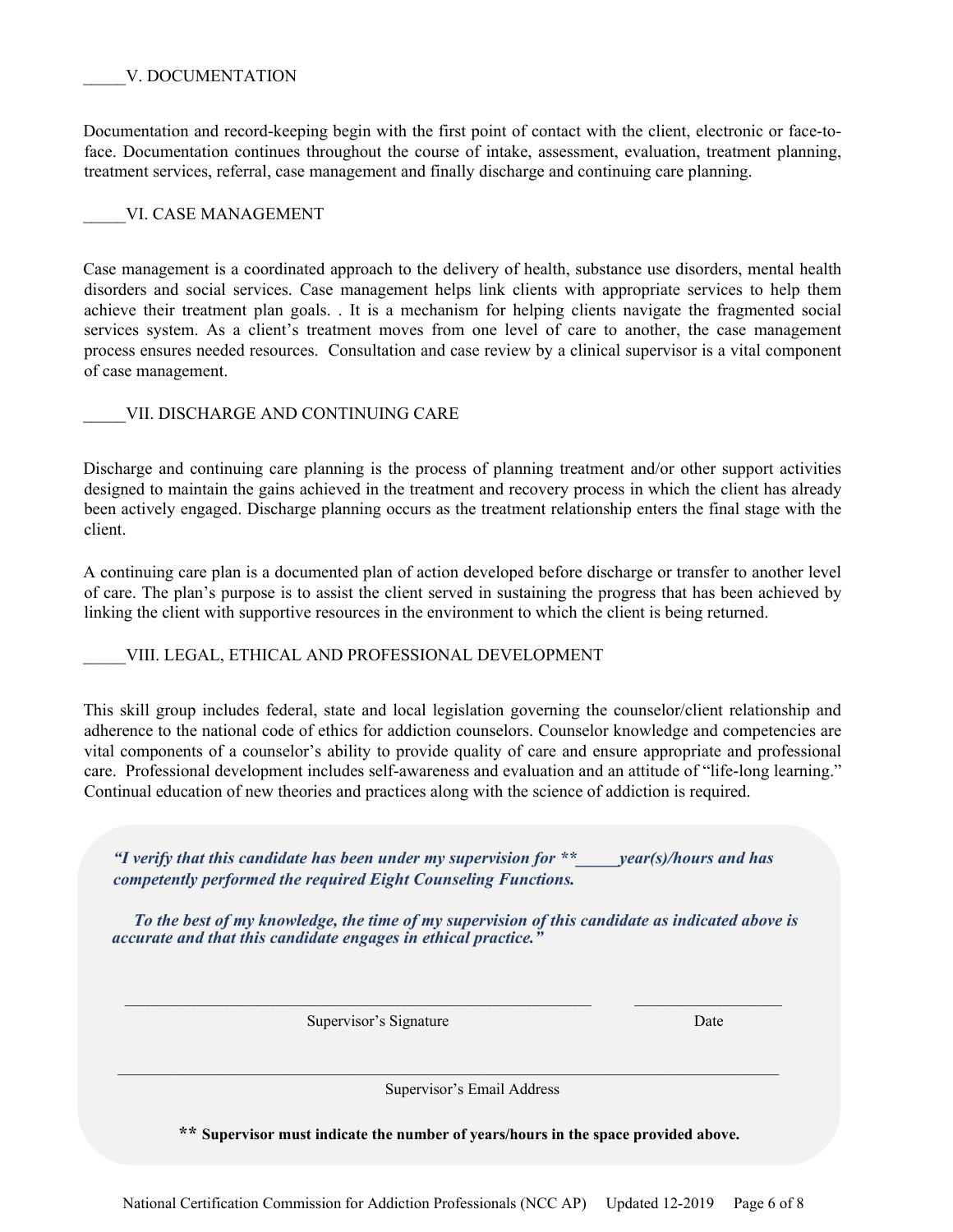_____V. DOCUMENTATION

Documentation and record-keeping begin with the first point of contact with the client, electronic or face-to-face. Documentation continues throughout the course of intake, assessment, evaluation, treatment planning, treatment services, referral, case management and finally discharge and continuing care planning.

_____VI. CASE MANAGEMENT

Case management is a coordinated approach to the delivery of health, substance use disorders, mental health disorders and social services. Case management helps link clients with appropriate services to help them achieve their treatment plan goals. . It is a mechanism for helping clients navigate the fragmented social services system. As a client's treatment moves from one level of care to another, the case management process ensures needed resources. Consultation and case review by a clinical supervisor is a vital component of case management.

_____VII. DISCHARGE AND CONTINUING CARE

Discharge and continuing care planning is the process of planning treatment and/or other support activities designed to maintain the gains achieved in the treatment and recovery process in which the client has already been actively engaged. Discharge planning occurs as the treatment relationship enters the final stage with the client.

A continuing care plan is a documented plan of action developed before discharge or transfer to another level of care. The plan's purpose is to assist the client served in sustaining the progress that has been achieved by linking the client with supportive resources in the environment to which the client is being returned.

_____VIII. LEGAL, ETHICAL AND PROFESSIONAL DEVELOPMENT

This skill group includes federal, state and local legislation governing the counselor/client relationship and adherence to the national code of ethics for addiction counselors. Counselor knowledge and competencies are vital components of a counselor's ability to provide quality of care and ensure appropriate and professional care. Professional development includes self-awareness and evaluation and an attitude of "life-long learning." Continual education of new theories and practices along with the science of addiction is required.

***"I verify that this candidate has been under my supervision for ***_____ year(s)/hours and has competently performed the required Eight Counseling Functions.***

***To the best of my knowledge, the time of my supervision of this candidate as indicated above is accurate and that this candidate engages in ethical practice."***

_____________________________________________ ____________________

Supervisor's Signature Date

_____________________________________________________________________

Supervisor's Email Address

**\*\* Supervisor must indicate the number of years/hours in the space provided above.**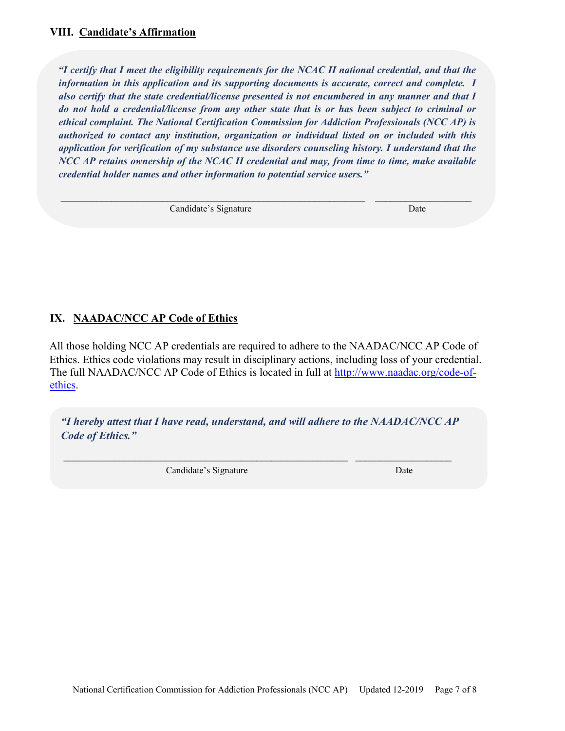## VIII. Candidate's Affirmation

***"I certify that I meet the eligibility requirements for the NCAC II national credential, and that the information in this application and its supporting documents is accurate, correct and complete. I also certify that the state credential/license presented is not encumbered in any manner and that I do not hold a credential/license from any other state that is or has been subject to criminal or ethical complaint. The National Certification Commission for Addiction Professionals (NCC AP) is authorized to contact any institution, organization or individual listed on or included with this application for verification of my substance use disorders counseling history. I understand that the NCC AP retains ownership of the NCAC II credential and may, from time to time, make available credential holder names and other information to potential service users."***

_______________________________________________ _______________

Candidate's Signature Date

## IX. NAADAC/NCC AP Code of Ethics

All those holding NCC AP credentials are required to adhere to the NAADAC/NCC AP Code of Ethics. Ethics code violations may result in disciplinary actions, including loss of your credential. The full NAADAC/NCC AP Code of Ethics is located in full at [http://www.naadac.org/code-of-ethics](http://www.naadac.org/code-of-ethics).

***"I hereby attest that I have read, understand, and will adhere to the NAADAC/NCC AP Code of Ethics."***

_______________________________________________ _______________

Candidate's Signature Date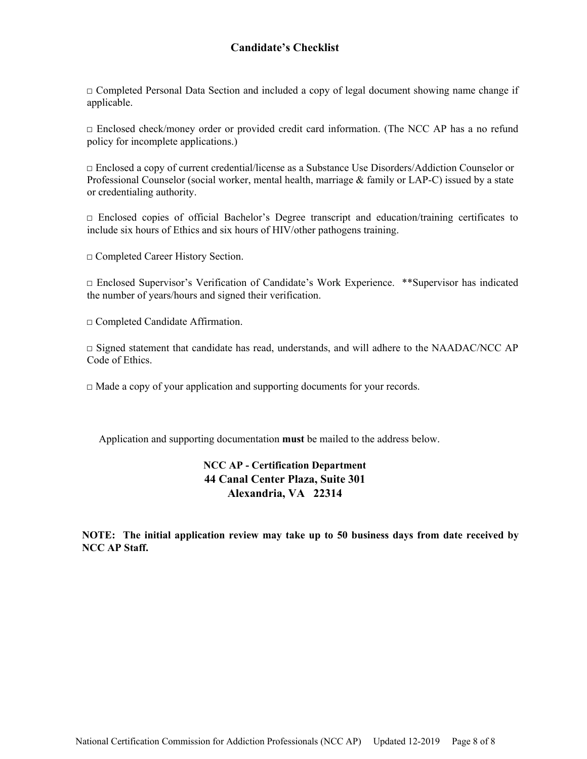## Candidate's Checklist

□ Completed Personal Data Section and included a copy of legal document showing name change if applicable.

□ Enclosed check/money order or provided credit card information. (The NCC AP has a no refund policy for incomplete applications.)

□ Enclosed a copy of current credential/license as a Substance Use Disorders/Addiction Counselor or Professional Counselor (social worker, mental health, marriage & family or LAP-C) issued by a state or credentialing authority.

□ Enclosed copies of official Bachelor's Degree transcript and education/training certificates to include six hours of Ethics and six hours of HIV/other pathogens training.

□ Completed Career History Section.

□ Enclosed Supervisor's Verification of Candidate's Work Experience. **Supervisor has indicated the number of years/hours and signed their verification.

□ Completed Candidate Affirmation.

□ Signed statement that candidate has read, understands, and will adhere to the NAADAC/NCC AP Code of Ethics.

□ Made a copy of your application and supporting documents for your records.

Application and supporting documentation **must** be mailed to the address below.

**NCC AP - Certification Department**
**44 Canal Center Plaza, Suite 301**
**Alexandria, VA 22314**

**NOTE: The initial application review may take up to 50 business days from date received by NCC AP Staff.**